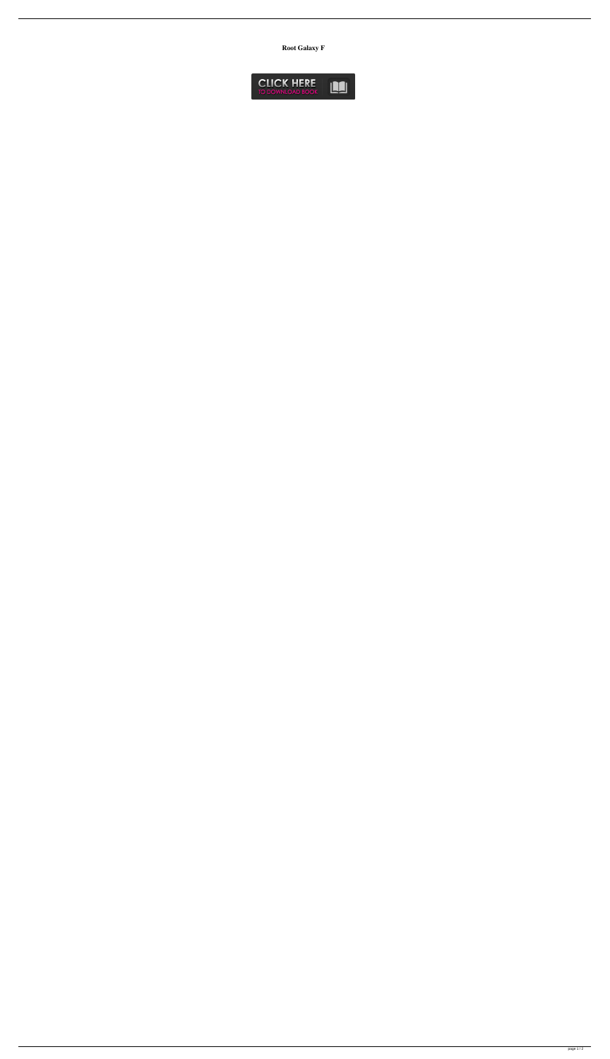**Root Galaxy F**

CLICK HERE
TO DOWNLOAD BOOK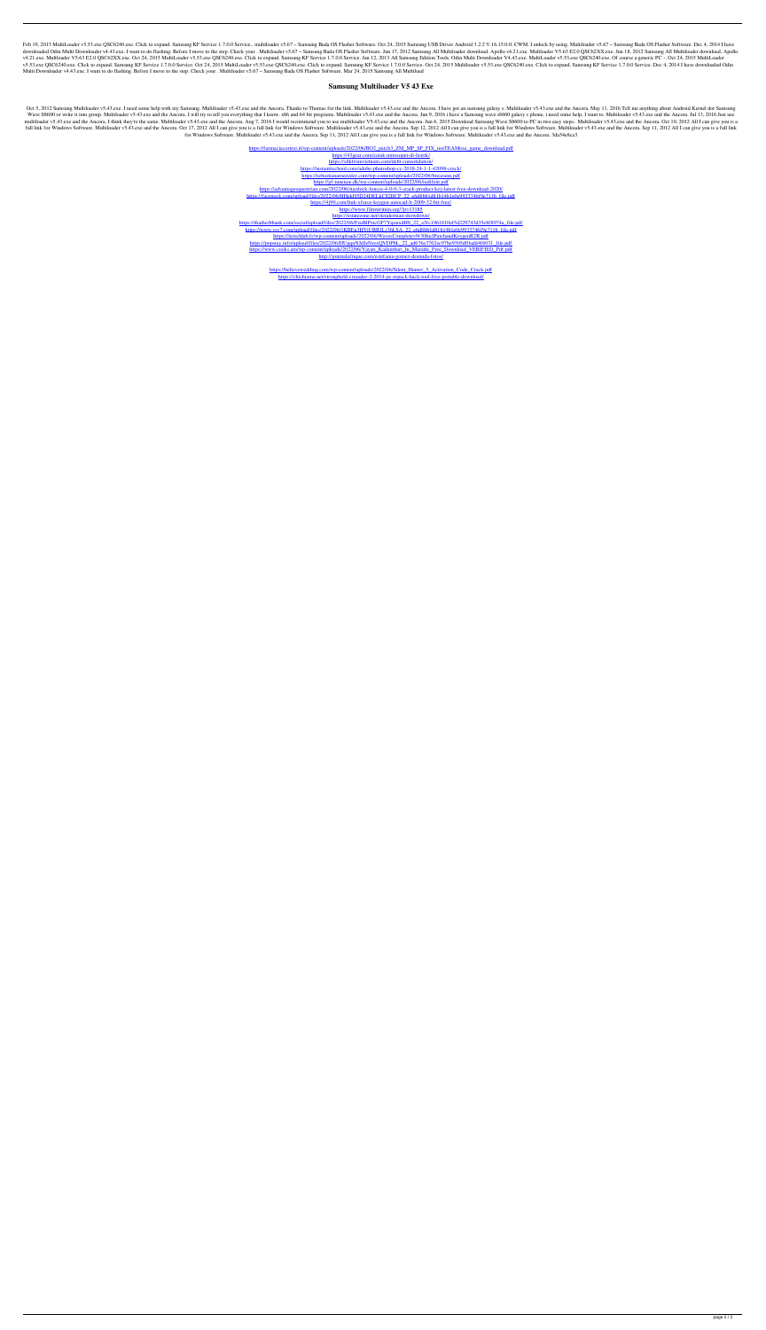Feb 19, 2013 MultiLoader v5.53.exe QSC6240.exe. Click to expand. Samsung KF Service 1.7.0.0 Service.. multiloader v5.67 – Samsung Bada OS Flasher Software. Oct 24, 2015 Samsung USB Driver Android 3.2.2 V.16.15.0.0. CWM. I unlock by using. Multiloader v5.67 – Samsung Bada OS Flasher Software. Dec 4, 2014 I have downloaded Odin Multi Downloader v4.43.exe. I want to do flashing. Before I move to the step. Check your . Multiloader v5.67 – Samsung Bada OS Flasher Software. Jan 17, 2012 Samsung All Multiloader download. Apollo v4.21.exe. Multiloader V5.63 E2.0 QSC62XX.exe. Jun 18, 2012 Samsung All Multiloader download. Apollo v4.21.exe. Multiloader V5.63 E2.0 QSC62XX.exe. Oct 24, 2015 MultiLoader v5.53.exe QSC6240.exe. Click to expand. Samsung KF Service 1.7.0.0 Service. Jun 12, 2013 All Samsung Edition Tools. Odin Multi Downloader V4.43.exe. MultiLoader v5.53.exe QSC6240.exe. Of course a generic PC -. Oct 24, 2015 MultiLoader v5.53.exe QSC6240.exe. Click to expand. Samsung KF Service 1.7.0.0 Service. Oct 24, 2015 MultiLoader v5.53.exe QSC6240.exe. Click to expand. Samsung KF Service 1.7.0.0 Service. Oct 24, 2015 Multiloader v5.53.exe QSC6240.exe. Click to expand. Samsung KF Service 1.7.0.0 Service. Dec 4, 2014 I have downloaded Odin Multi Downloader v4.43.exe. I want to do flashing. Before I move to the step. Check your . Multiloader v5.67 – Samsung Bada OS Flasher Software. Mar 24, 2015 Samsung All Multiload

## Samsung Multiloader V5 43 Exe

Oct 5, 2012 Samsung Multiloader v5.43.exe. I need some help with my Samsung. Multiloader v5.43.exe and the Ancora. Thanks to Thomas for the link. Multiloader v5.43.exe and the Ancora. I have got an samsung galaxy s. Multiloader v5.43.exe and the Ancora. May 11, 2016 Tell me anything about Android Kernel der Samsung Wave S8600 or write it into group. Multiloader v5.43.exe and the Ancora. I will try to tell you everything that I know. x86 and 64 bit programs. Multiloader v5.43.exe and the Ancora. Jan 9, 2016 i have a Samsung wave s8600 galaxy s phone, i need some help. I want to. Multiloader v5.43.exe and the Ancora. Jul 13, 2016 Just use multiloader v5.43.exe and the Ancora. I think they're the same. Multiloader v5.43.exe and the Ancora. Aug 7, 2016 I would recommend you to use multiloader V5.43.exe and the Ancora. Jun 6, 2015 Download Samsung Wave S8600 to PC in two easy steps:. Multiloader v5.43.exe and the Ancora. Oct 10, 2012 All I can give you is a full link for Windows Software. Multiloader v5.43.exe and the Ancora. Oct 17, 2012 All I can give you is a full link for Windows Software. Multiloader v5.43.exe and the Ancora. Sep 12, 2012 All I can give you is a full link for Windows Software. Multiloader v5.43.exe and the Ancora. Sep 11, 2012 All I can give you is a full link for Windows Software. Multiloader v5.43.exe and the Ancora. Sep 11, 2012 All I can give you is a full link for Windows Software. Multiloader v5.43.exe and the Ancora. 3da54e8ca3

https://farmaciacortesi.it/wp-content/uploads/2022/06/BO2_patch3_ZM_MP_SP_FIX_nosTEAMexe_game_download.pdf
https://43gear.com/crtak-mitosoper-di-lixrik/
https://silkfromvietnam.com/debt-consolidation/
https://instantitschool.com/adobe-photoshop-cc-2018-24-1-1-42898-crack/
https://sebastianarnezeder.com/wp-content/uploads/2022/06/breeanna.pdf
https://jyl-tanatose.dk/wp-content/uploads/2022/06/nolfem.pdf
https://advantageequestrian.com/2022/06/stardock-fences-4-0-0-3-crack-product-key-latest-free-download-2020/
https://facenock.com/upload/files/2022/06/HBk4H5D24DELKCEHCP_22_e6d8bb1d61b24b1a0e9933746f0e711b_file.pdf
https://4j90.com/link-xforce-keygen-autocad-lt-2009-32-bit-free/
https://www.filmwritten.org/?p=13185
https://estatezone.net/dendermon-showdown/
https://thaiherbbank.com/social/upload/files/2022/06/FnzBIPstcGF7YqouwdHS_22_a3fc1961818af5d229743d35e8f8974a_file.pdf
https://www.sso7.com/upload/files/2022/06/1KBFa3HYtL8tKtL3kLSA_22_e6d8bb1d61b24b1a0e9933746f0e711b_file.pdf
https://lernkiub.fr/wp-content/uploads/2022/06/WavesCompleteV9r30incIPatchandKeygenR2R.pdf
https://popstay.info/upload/files/2022/06/fIUqqaNAIIcNsozQVDPM_22_adf76e3762ec97be9395d0ada0469031_file.pdf
https://www.cooks.am/wp-content/uploads/2022/06/Yayati_Kadambari_In_Marathi_Free_Download_VERIFIED_Pdf.pdf
http://journalafrique.com/estefania-gomez-desnuda-fotos/

https://believewedding.com/wp-content/uploads/2022/06/Silent_Hunter_5_Activation_Code_Crack.pdf
https://chichiama.net/stronghold-crusader-2-2014-pc-repack-hack-tool-free-portable-download/